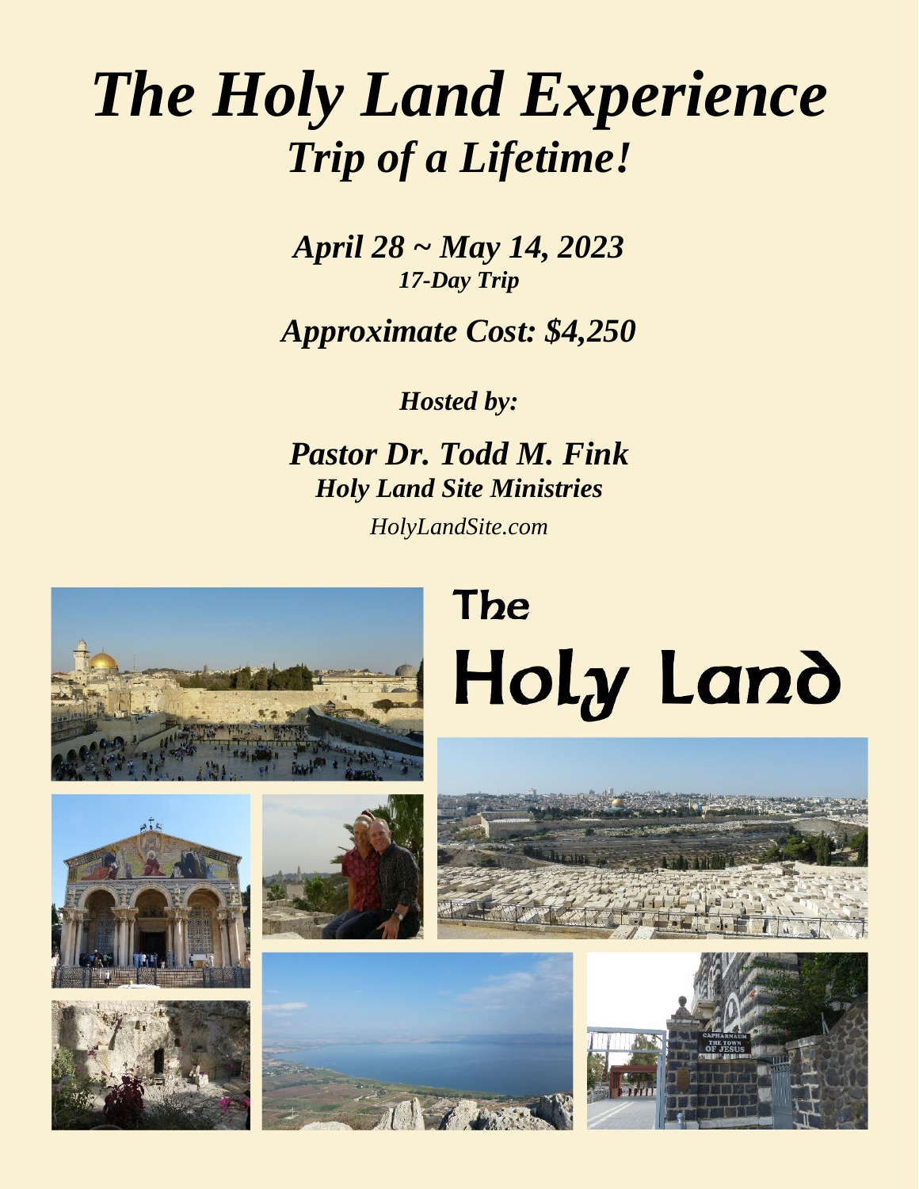# *The Holy Land Experience*

## *Trip of a Lifetime!*

***April 28 ~ May 14, 2023***

***17-Day Trip***

***Approximate Cost: $4,250***

***Hosted by:***

***Pastor Dr. Todd M. Fink***

***Holy Land Site Ministries***

*HolyLandSite.com*

**The Holy Land**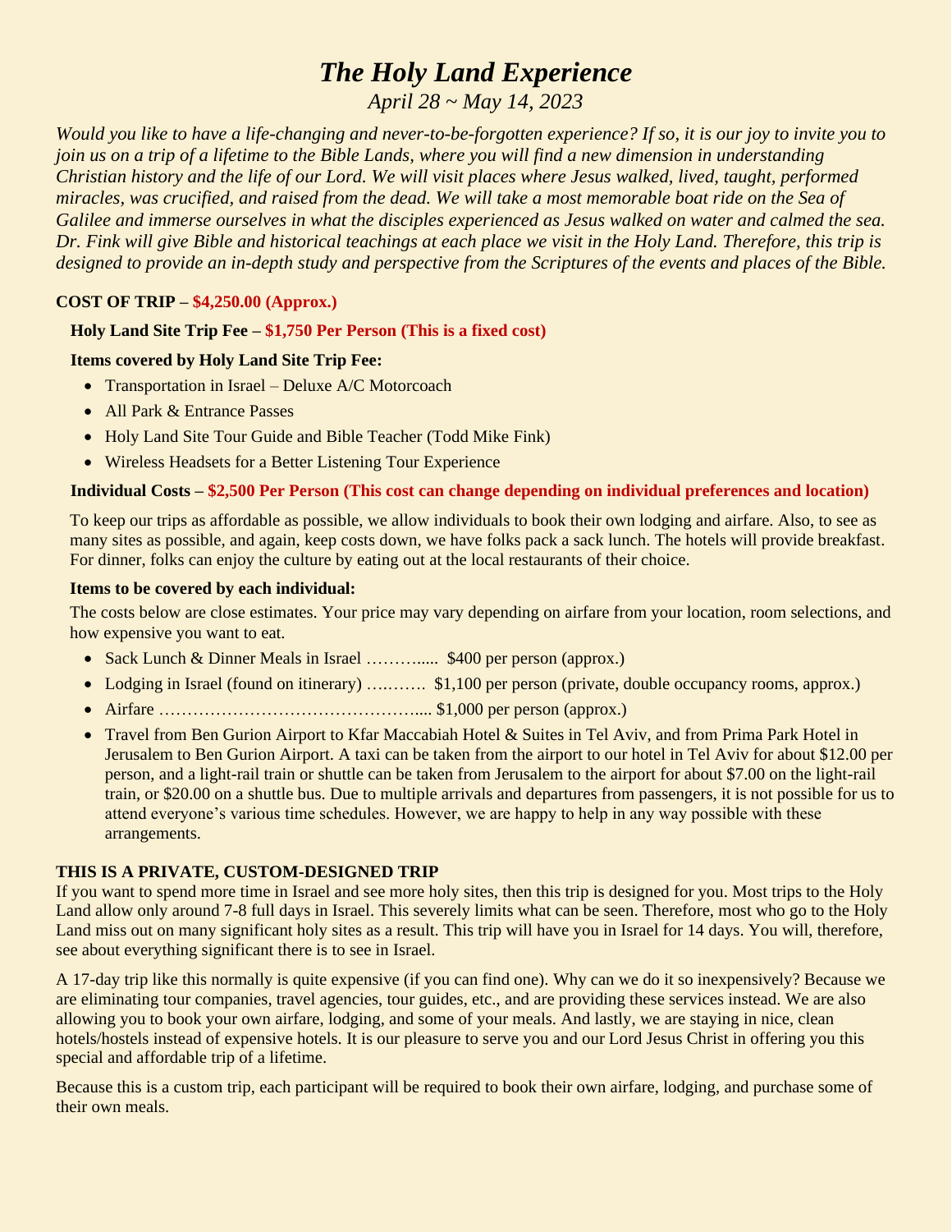# *The Holy Land Experience*

*April 28 ~ May 14, 2023*

*Would you like to have a life-changing and never-to-be-forgotten experience? If so, it is our joy to invite you to join us on a trip of a lifetime to the Bible Lands, where you will find a new dimension in understanding Christian history and the life of our Lord. We will visit places where Jesus walked, lived, taught, performed miracles, was crucified, and raised from the dead. We will take a most memorable boat ride on the Sea of Galilee and immerse ourselves in what the disciples experienced as Jesus walked on water and calmed the sea. Dr. Fink will give Bible and historical teachings at each place we visit in the Holy Land. Therefore, this trip is designed to provide an in-depth study and perspective from the Scriptures of the events and places of the Bible.*

**COST OF TRIP – $4,250.00 (Approx.)**

**Holy Land Site Trip Fee – $1,750 Per Person (This is a fixed cost)**

**Items covered by Holy Land Site Trip Fee:**

- Transportation in Israel – Deluxe A/C Motorcoach
- All Park & Entrance Passes
- Holy Land Site Tour Guide and Bible Teacher (Todd Mike Fink)
- Wireless Headsets for a Better Listening Tour Experience

**Individual Costs – $2,500 Per Person (This cost can change depending on individual preferences and location)**

To keep our trips as affordable as possible, we allow individuals to book their own lodging and airfare. Also, to see as many sites as possible, and again, keep costs down, we have folks pack a sack lunch. The hotels will provide breakfast. For dinner, folks can enjoy the culture by eating out at the local restaurants of their choice.

**Items to be covered by each individual:**

The costs below are close estimates. Your price may vary depending on airfare from your location, room selections, and how expensive you want to eat.

- Sack Lunch & Dinner Meals in Israel ……….... $400 per person (approx.)
- Lodging in Israel (found on itinerary) ….……. $1,100 per person (private, double occupancy rooms, approx.)
- Airfare ……………………………………….... $1,000 per person (approx.)
- Travel from Ben Gurion Airport to Kfar Maccabiah Hotel & Suites in Tel Aviv, and from Prima Park Hotel in Jerusalem to Ben Gurion Airport. A taxi can be taken from the airport to our hotel in Tel Aviv for about $12.00 per person, and a light-rail train or shuttle can be taken from Jerusalem to the airport for about $7.00 on the light-rail train, or $20.00 on a shuttle bus. Due to multiple arrivals and departures from passengers, it is not possible for us to attend everyone's various time schedules. However, we are happy to help in any way possible with these arrangements.

**THIS IS A PRIVATE, CUSTOM-DESIGNED TRIP**

If you want to spend more time in Israel and see more holy sites, then this trip is designed for you. Most trips to the Holy Land allow only around 7-8 full days in Israel. This severely limits what can be seen. Therefore, most who go to the Holy Land miss out on many significant holy sites as a result. This trip will have you in Israel for 14 days. You will, therefore, see about everything significant there is to see in Israel.

A 17-day trip like this normally is quite expensive (if you can find one). Why can we do it so inexpensively? Because we are eliminating tour companies, travel agencies, tour guides, etc., and are providing these services instead. We are also allowing you to book your own airfare, lodging, and some of your meals. And lastly, we are staying in nice, clean hotels/hostels instead of expensive hotels. It is our pleasure to serve you and our Lord Jesus Christ in offering you this special and affordable trip of a lifetime.

Because this is a custom trip, each participant will be required to book their own airfare, lodging, and purchase some of their own meals.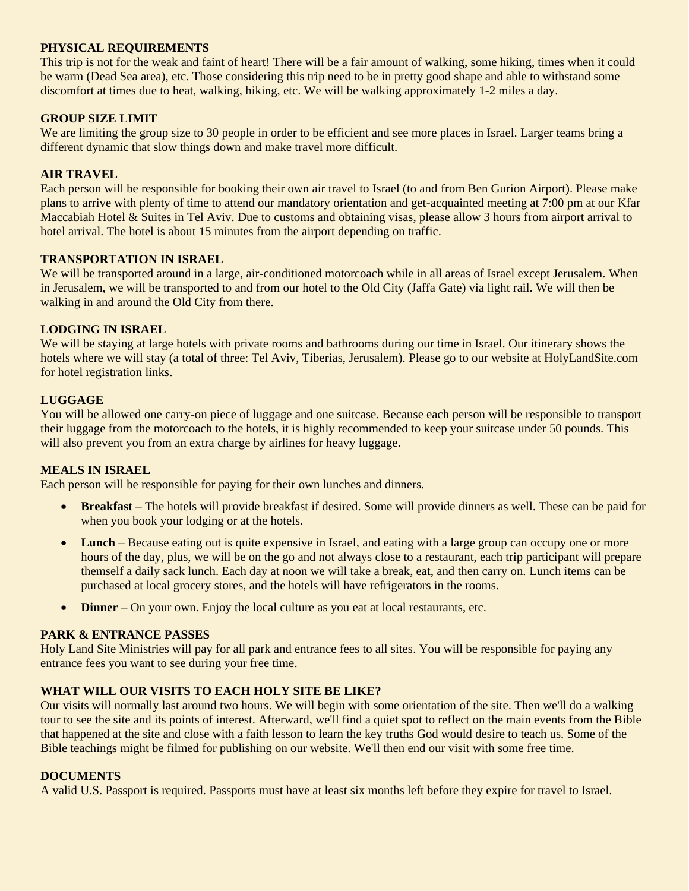**PHYSICAL REQUIREMENTS**

This trip is not for the weak and faint of heart! There will be a fair amount of walking, some hiking, times when it could be warm (Dead Sea area), etc. Those considering this trip need to be in pretty good shape and able to withstand some discomfort at times due to heat, walking, hiking, etc. We will be walking approximately 1-2 miles a day.

**GROUP SIZE LIMIT**

We are limiting the group size to 30 people in order to be efficient and see more places in Israel. Larger teams bring a different dynamic that slow things down and make travel more difficult.

**AIR TRAVEL**

Each person will be responsible for booking their own air travel to Israel (to and from Ben Gurion Airport). Please make plans to arrive with plenty of time to attend our mandatory orientation and get-acquainted meeting at 7:00 pm at our Kfar Maccabiah Hotel & Suites in Tel Aviv. Due to customs and obtaining visas, please allow 3 hours from airport arrival to hotel arrival. The hotel is about 15 minutes from the airport depending on traffic.

**TRANSPORTATION IN ISRAEL**

We will be transported around in a large, air-conditioned motorcoach while in all areas of Israel except Jerusalem. When in Jerusalem, we will be transported to and from our hotel to the Old City (Jaffa Gate) via light rail. We will then be walking in and around the Old City from there.

**LODGING IN ISRAEL**

We will be staying at large hotels with private rooms and bathrooms during our time in Israel. Our itinerary shows the hotels where we will stay (a total of three: Tel Aviv, Tiberias, Jerusalem). Please go to our website at HolyLandSite.com for hotel registration links.

**LUGGAGE**

You will be allowed one carry-on piece of luggage and one suitcase. Because each person will be responsible to transport their luggage from the motorcoach to the hotels, it is highly recommended to keep your suitcase under 50 pounds. This will also prevent you from an extra charge by airlines for heavy luggage.

**MEALS IN ISRAEL**

Each person will be responsible for paying for their own lunches and dinners.

- **Breakfast** – The hotels will provide breakfast if desired. Some will provide dinners as well. These can be paid for when you book your lodging or at the hotels.
- **Lunch** – Because eating out is quite expensive in Israel, and eating with a large group can occupy one or more hours of the day, plus, we will be on the go and not always close to a restaurant, each trip participant will prepare themself a daily sack lunch. Each day at noon we will take a break, eat, and then carry on. Lunch items can be purchased at local grocery stores, and the hotels will have refrigerators in the rooms.
- **Dinner** – On your own. Enjoy the local culture as you eat at local restaurants, etc.

**PARK & ENTRANCE PASSES**

Holy Land Site Ministries will pay for all park and entrance fees to all sites. You will be responsible for paying any entrance fees you want to see during your free time.

**WHAT WILL OUR VISITS TO EACH HOLY SITE BE LIKE?**

Our visits will normally last around two hours. We will begin with some orientation of the site. Then we'll do a walking tour to see the site and its points of interest. Afterward, we'll find a quiet spot to reflect on the main events from the Bible that happened at the site and close with a faith lesson to learn the key truths God would desire to teach us. Some of the Bible teachings might be filmed for publishing on our website. We'll then end our visit with some free time.

**DOCUMENTS**

A valid U.S. Passport is required. Passports must have at least six months left before they expire for travel to Israel.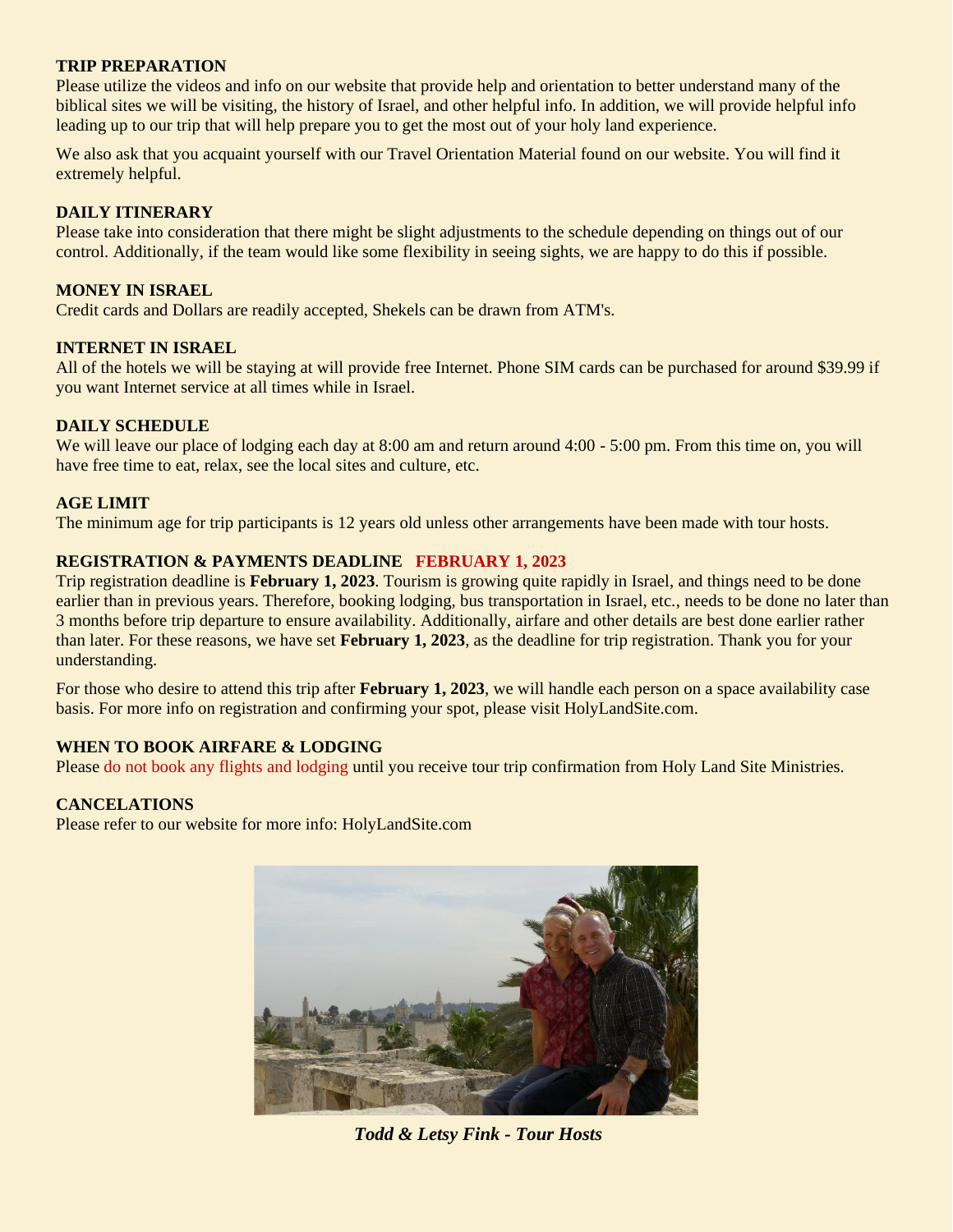**TRIP PREPARATION**
Please utilize the videos and info on our website that provide help and orientation to better understand many of the biblical sites we will be visiting, the history of Israel, and other helpful info. In addition, we will provide helpful info leading up to our trip that will help prepare you to get the most out of your holy land experience.

We also ask that you acquaint yourself with our Travel Orientation Material found on our website. You will find it extremely helpful.

**DAILY ITINERARY**
Please take into consideration that there might be slight adjustments to the schedule depending on things out of our control. Additionally, if the team would like some flexibility in seeing sights, we are happy to do this if possible.

**MONEY IN ISRAEL**
Credit cards and Dollars are readily accepted, Shekels can be drawn from ATM's.

**INTERNET IN ISRAEL**
All of the hotels we will be staying at will provide free Internet. Phone SIM cards can be purchased for around $39.99 if you want Internet service at all times while in Israel.

**DAILY SCHEDULE**
We will leave our place of lodging each day at 8:00 am and return around 4:00 - 5:00 pm. From this time on, you will have free time to eat, relax, see the local sites and culture, etc.

**AGE LIMIT**
The minimum age for trip participants is 12 years old unless other arrangements have been made with tour hosts.

**REGISTRATION & PAYMENTS DEADLINE FEBRUARY 1, 2023**
Trip registration deadline is **February 1, 2023**. Tourism is growing quite rapidly in Israel, and things need to be done earlier than in previous years. Therefore, booking lodging, bus transportation in Israel, etc., needs to be done no later than 3 months before trip departure to ensure availability. Additionally, airfare and other details are best done earlier rather than later. For these reasons, we have set **February 1, 2023**, as the deadline for trip registration. Thank you for your understanding.

For those who desire to attend this trip after **February 1, 2023**, we will handle each person on a space availability case basis. For more info on registration and confirming your spot, please visit HolyLandSite.com.

**WHEN TO BOOK AIRFARE & LODGING**
Please do not book any flights and lodging until you receive tour trip confirmation from Holy Land Site Ministries.

**CANCELATIONS**
Please refer to our website for more info: HolyLandSite.com

***Todd & Letsy Fink - Tour Hosts***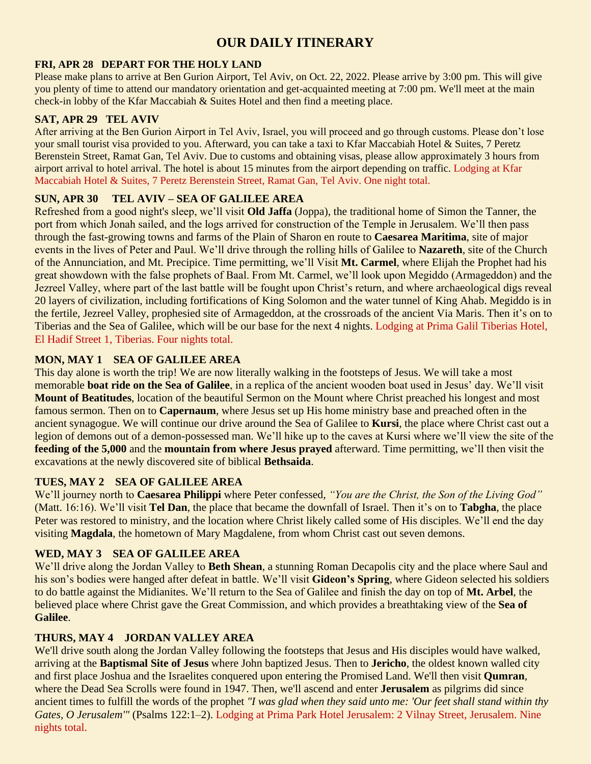# OUR DAILY ITINERARY

**FRI, APR 28   DEPART FOR THE HOLY LAND**

Please make plans to arrive at Ben Gurion Airport, Tel Aviv, on Oct. 22, 2022. Please arrive by 3:00 pm. This will give you plenty of time to attend our mandatory orientation and get-acquainted meeting at 7:00 pm. We'll meet at the main check-in lobby of the Kfar Maccabiah & Suites Hotel and then find a meeting place.

**SAT, APR 29   TEL AVIV**

After arriving at the Ben Gurion Airport in Tel Aviv, Israel, you will proceed and go through customs. Please don't lose your small tourist visa provided to you. Afterward, you can take a taxi to Kfar Maccabiah Hotel & Suites, 7 Peretz Berenstein Street, Ramat Gan, Tel Aviv. Due to customs and obtaining visas, please allow approximately 3 hours from airport arrival to hotel arrival. The hotel is about 15 minutes from the airport depending on traffic. Lodging at Kfar Maccabiah Hotel & Suites, 7 Peretz Berenstein Street, Ramat Gan, Tel Aviv. One night total.

**SUN, APR 30   TEL AVIV – SEA OF GALILEE AREA**

Refreshed from a good night's sleep, we'll visit **Old Jaffa** (Joppa), the traditional home of Simon the Tanner, the port from which Jonah sailed, and the logs arrived for construction of the Temple in Jerusalem. We'll then pass through the fast-growing towns and farms of the Plain of Sharon en route to **Caesarea Maritima**, site of major events in the lives of Peter and Paul. We'll drive through the rolling hills of Galilee to **Nazareth**, site of the Church of the Annunciation, and Mt. Precipice. Time permitting, we'll Visit **Mt. Carmel**, where Elijah the Prophet had his great showdown with the false prophets of Baal. From Mt. Carmel, we'll look upon Megiddo (Armageddon) and the Jezreel Valley, where part of the last battle will be fought upon Christ's return, and where archaeological digs reveal 20 layers of civilization, including fortifications of King Solomon and the water tunnel of King Ahab. Megiddo is in the fertile, Jezreel Valley, prophesied site of Armageddon, at the crossroads of the ancient Via Maris. Then it's on to Tiberias and the Sea of Galilee, which will be our base for the next 4 nights. Lodging at Prima Galil Tiberias Hotel, El Hadif Street 1, Tiberias. Four nights total.

**MON, MAY 1   SEA OF GALILEE AREA**

This day alone is worth the trip! We are now literally walking in the footsteps of Jesus. We will take a most memorable **boat ride on the Sea of Galilee**, in a replica of the ancient wooden boat used in Jesus' day. We'll visit **Mount of Beatitudes**, location of the beautiful Sermon on the Mount where Christ preached his longest and most famous sermon. Then on to **Capernaum**, where Jesus set up His home ministry base and preached often in the ancient synagogue. We will continue our drive around the Sea of Galilee to **Kursi**, the place where Christ cast out a legion of demons out of a demon-possessed man. We'll hike up to the caves at Kursi where we'll view the site of the **feeding of the 5,000** and the **mountain from where Jesus prayed** afterward. Time permitting, we'll then visit the excavations at the newly discovered site of biblical **Bethsaida**.

**TUES, MAY 2   SEA OF GALILEE AREA**

We'll journey north to **Caesarea Philippi** where Peter confessed, *"You are the Christ, the Son of the Living God"* (Matt. 16:16). We'll visit **Tel Dan**, the place that became the downfall of Israel. Then it's on to **Tabgha**, the place Peter was restored to ministry, and the location where Christ likely called some of His disciples. We'll end the day visiting **Magdala**, the hometown of Mary Magdalene, from whom Christ cast out seven demons.

**WED, MAY 3   SEA OF GALILEE AREA**

We'll drive along the Jordan Valley to **Beth Shean**, a stunning Roman Decapolis city and the place where Saul and his son's bodies were hanged after defeat in battle. We'll visit **Gideon's Spring**, where Gideon selected his soldiers to do battle against the Midianites. We'll return to the Sea of Galilee and finish the day on top of **Mt. Arbel**, the believed place where Christ gave the Great Commission, and which provides a breathtaking view of the **Sea of Galilee**.

**THURS, MAY 4   JORDAN VALLEY AREA**

We'll drive south along the Jordan Valley following the footsteps that Jesus and His disciples would have walked, arriving at the **Baptismal Site of Jesus** where John baptized Jesus. Then to **Jericho**, the oldest known walled city and first place Joshua and the Israelites conquered upon entering the Promised Land. We'll then visit **Qumran**, where the Dead Sea Scrolls were found in 1947. Then, we'll ascend and enter **Jerusalem** as pilgrims did since ancient times to fulfill the words of the prophet *"I was glad when they said unto me: 'Our feet shall stand within thy Gates, O Jerusalem'"* (Psalms 122:1–2). Lodging at Prima Park Hotel Jerusalem: 2 Vilnay Street, Jerusalem. Nine nights total.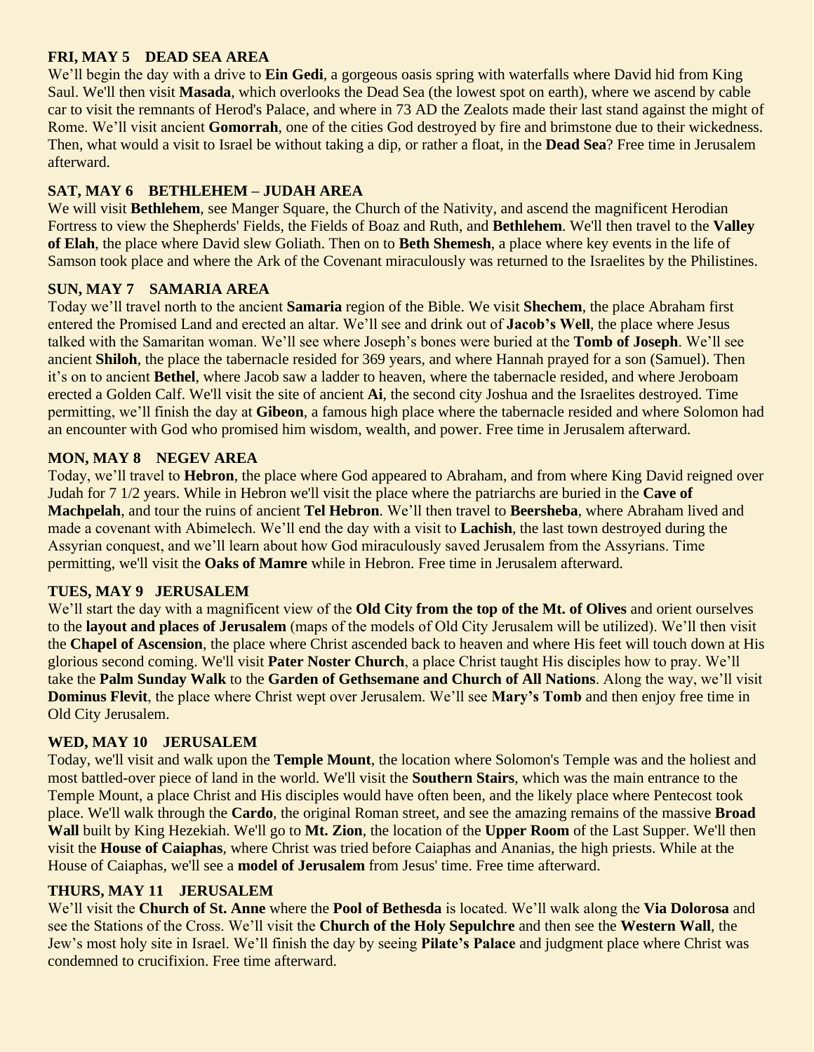**FRI, MAY 5 DEAD SEA AREA**

We'll begin the day with a drive to **Ein Gedi**, a gorgeous oasis spring with waterfalls where David hid from King Saul. We'll then visit **Masada**, which overlooks the Dead Sea (the lowest spot on earth), where we ascend by cable car to visit the remnants of Herod's Palace, and where in 73 AD the Zealots made their last stand against the might of Rome. We'll visit ancient **Gomorrah**, one of the cities God destroyed by fire and brimstone due to their wickedness. Then, what would a visit to Israel be without taking a dip, or rather a float, in the **Dead Sea**? Free time in Jerusalem afterward.

**SAT, MAY 6 BETHLEHEM – JUDAH AREA**

We will visit **Bethlehem**, see Manger Square, the Church of the Nativity, and ascend the magnificent Herodian Fortress to view the Shepherds' Fields, the Fields of Boaz and Ruth, and **Bethlehem**. We'll then travel to the **Valley of Elah**, the place where David slew Goliath. Then on to **Beth Shemesh**, a place where key events in the life of Samson took place and where the Ark of the Covenant miraculously was returned to the Israelites by the Philistines.

**SUN, MAY 7 SAMARIA AREA**

Today we'll travel north to the ancient **Samaria** region of the Bible. We visit **Shechem**, the place Abraham first entered the Promised Land and erected an altar. We'll see and drink out of **Jacob's Well**, the place where Jesus talked with the Samaritan woman. We'll see where Joseph's bones were buried at the **Tomb of Joseph**. We'll see ancient **Shiloh**, the place the tabernacle resided for 369 years, and where Hannah prayed for a son (Samuel). Then it's on to ancient **Bethel**, where Jacob saw a ladder to heaven, where the tabernacle resided, and where Jeroboam erected a Golden Calf. We'll visit the site of ancient **Ai**, the second city Joshua and the Israelites destroyed. Time permitting, we'll finish the day at **Gibeon**, a famous high place where the tabernacle resided and where Solomon had an encounter with God who promised him wisdom, wealth, and power. Free time in Jerusalem afterward.

**MON, MAY 8 NEGEV AREA**

Today, we'll travel to **Hebron**, the place where God appeared to Abraham, and from where King David reigned over Judah for 7 1/2 years. While in Hebron we'll visit the place where the patriarchs are buried in the **Cave of Machpelah**, and tour the ruins of ancient **Tel Hebron**. We'll then travel to **Beersheba**, where Abraham lived and made a covenant with Abimelech. We'll end the day with a visit to **Lachish**, the last town destroyed during the Assyrian conquest, and we'll learn about how God miraculously saved Jerusalem from the Assyrians. Time permitting, we'll visit the **Oaks of Mamre** while in Hebron. Free time in Jerusalem afterward.

**TUES, MAY 9 JERUSALEM**

We'll start the day with a magnificent view of the **Old City from the top of the Mt. of Olives** and orient ourselves to the **layout and places of Jerusalem** (maps of the models of Old City Jerusalem will be utilized). We'll then visit the **Chapel of Ascension**, the place where Christ ascended back to heaven and where His feet will touch down at His glorious second coming. We'll visit **Pater Noster Church**, a place Christ taught His disciples how to pray. We'll take the **Palm Sunday Walk** to the **Garden of Gethsemane and Church of All Nations**. Along the way, we'll visit **Dominus Flevit**, the place where Christ wept over Jerusalem. We'll see **Mary's Tomb** and then enjoy free time in Old City Jerusalem.

**WED, MAY 10 JERUSALEM**

Today, we'll visit and walk upon the **Temple Mount**, the location where Solomon's Temple was and the holiest and most battled-over piece of land in the world. We'll visit the **Southern Stairs**, which was the main entrance to the Temple Mount, a place Christ and His disciples would have often been, and the likely place where Pentecost took place. We'll walk through the **Cardo**, the original Roman street, and see the amazing remains of the massive **Broad Wall** built by King Hezekiah. We'll go to **Mt. Zion**, the location of the **Upper Room** of the Last Supper. We'll then visit the **House of Caiaphas**, where Christ was tried before Caiaphas and Ananias, the high priests. While at the House of Caiaphas, we'll see a **model of Jerusalem** from Jesus' time. Free time afterward.

**THURS, MAY 11 JERUSALEM**

We'll visit the **Church of St. Anne** where the **Pool of Bethesda** is located. We'll walk along the **Via Dolorosa** and see the Stations of the Cross. We'll visit the **Church of the Holy Sepulchre** and then see the **Western Wall**, the Jew's most holy site in Israel. We'll finish the day by seeing **Pilate's Palace** and judgment place where Christ was condemned to crucifixion. Free time afterward.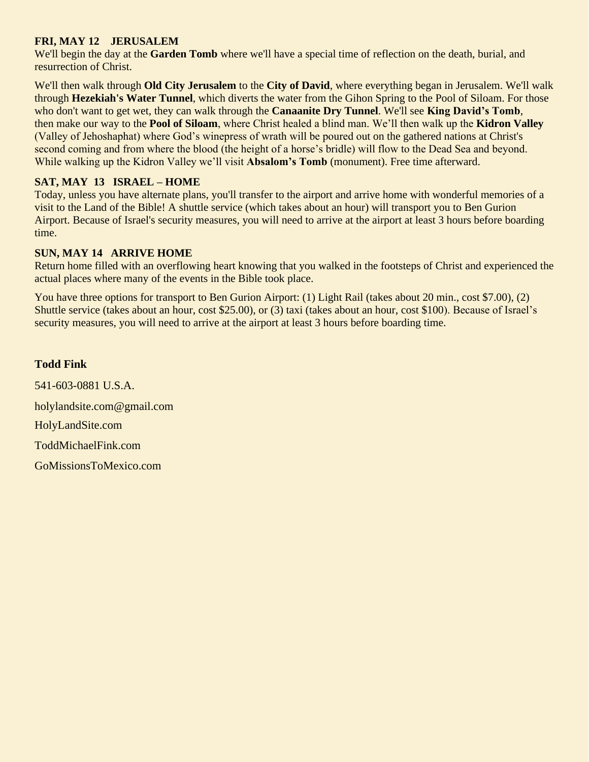**FRI, MAY 12 JERUSALEM**

We'll begin the day at the **Garden Tomb** where we'll have a special time of reflection on the death, burial, and resurrection of Christ.

We'll then walk through **Old City Jerusalem** to the **City of David**, where everything began in Jerusalem. We'll walk through **Hezekiah's Water Tunnel**, which diverts the water from the Gihon Spring to the Pool of Siloam. For those who don't want to get wet, they can walk through the **Canaanite Dry Tunnel**. We'll see **King David's Tomb**, then make our way to the **Pool of Siloam**, where Christ healed a blind man. We'll then walk up the **Kidron Valley** (Valley of Jehoshaphat) where God's winepress of wrath will be poured out on the gathered nations at Christ's second coming and from where the blood (the height of a horse's bridle) will flow to the Dead Sea and beyond. While walking up the Kidron Valley we'll visit **Absalom's Tomb** (monument). Free time afterward.

**SAT, MAY 13 ISRAEL – HOME**

Today, unless you have alternate plans, you'll transfer to the airport and arrive home with wonderful memories of a visit to the Land of the Bible! A shuttle service (which takes about an hour) will transport you to Ben Gurion Airport. Because of Israel's security measures, you will need to arrive at the airport at least 3 hours before boarding time.

**SUN, MAY 14 ARRIVE HOME**

Return home filled with an overflowing heart knowing that you walked in the footsteps of Christ and experienced the actual places where many of the events in the Bible took place.

You have three options for transport to Ben Gurion Airport: (1) Light Rail (takes about 20 min., cost $7.00), (2) Shuttle service (takes about an hour, cost $25.00), or (3) taxi (takes about an hour, cost $100). Because of Israel's security measures, you will need to arrive at the airport at least 3 hours before boarding time.

**Todd Fink**

541-603-0881 U.S.A.

holylandsite.com@gmail.com

HolyLandSite.com

ToddMichaelFink.com

GoMissionsToMexico.com